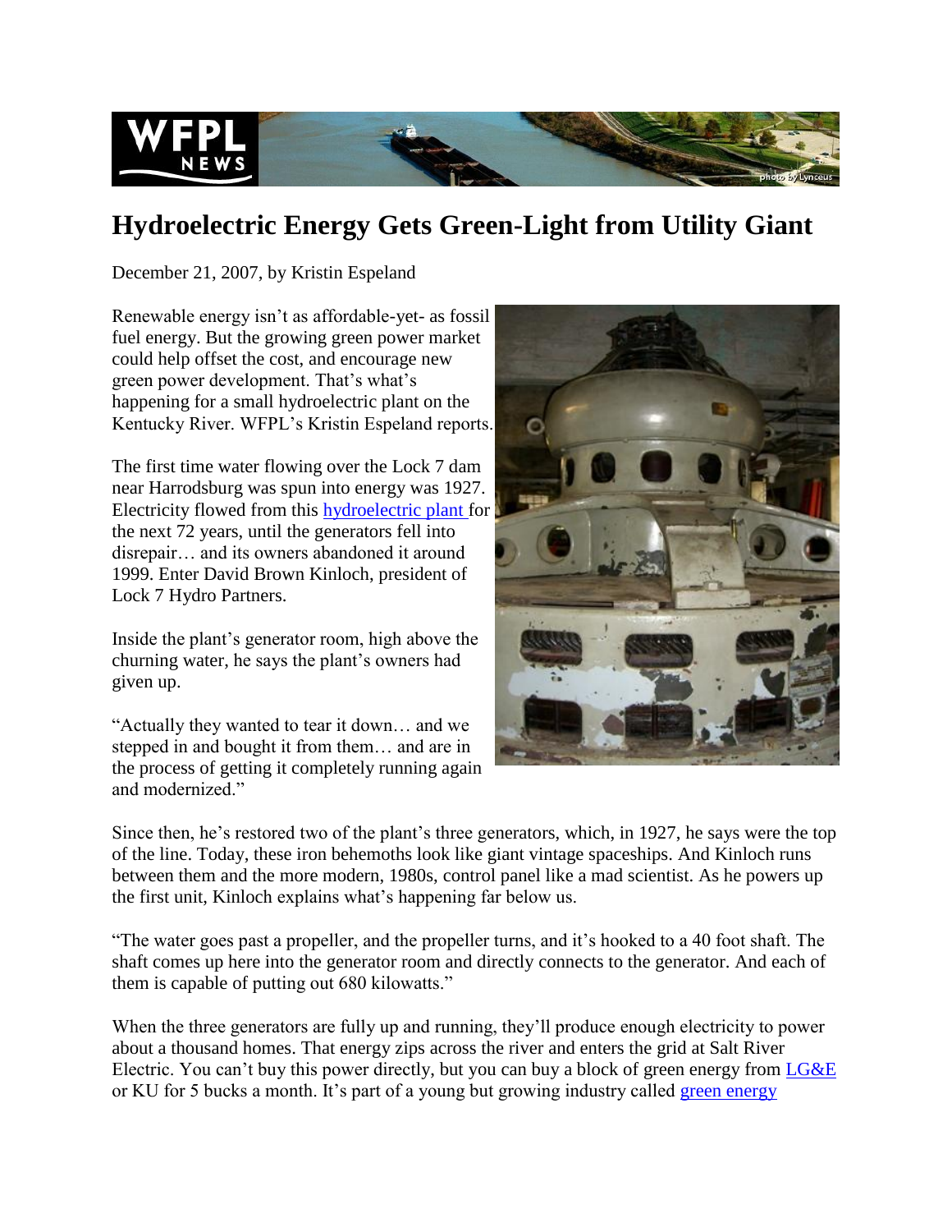# Hydroelectric Energy Gets Green-Light from Utility Giant

December 21, 2007, by Kristin Espeland

Renewable energy isn't as affordable-yet- as fossil fuel energy. But the growing green power market could help offset the cost, and encourage new green power development. That's what's happening for a small hydroelectric plant on the Kentucky River. WFPL's Kristin Espeland reports.

The first time water flowing over the Lock 7 dam near Harrodsburg was spun into energy was 1927. Electricity flowed from this hydroelectric plant for the next 72 years, until the generators fell into disrepair… and its owners abandoned it around 1999. Enter David Brown Kinloch, president of Lock 7 Hydro Partners.

Inside the plant's generator room, high above the churning water, he says the plant's owners had given up.

"Actually they wanted to tear it down… and we stepped in and bought it from them… and are in the process of getting it completely running again and modernized."

Since then, he's restored two of the plant's three generators, which, in 1927, he says were the top of the line. Today, these iron behemoths look like giant vintage spaceships. And Kinloch runs between them and the more modern, 1980s, control panel like a mad scientist. As he powers up the first unit, Kinloch explains what's happening far below us.

"The water goes past a propeller, and the propeller turns, and it's hooked to a 40 foot shaft. The shaft comes up here into the generator room and directly connects to the generator. And each of them is capable of putting out 680 kilowatts."

When the three generators are fully up and running, they'll produce enough electricity to power about a thousand homes. That energy zips across the river and enters the grid at Salt River Electric. You can't buy this power directly, but you can buy a block of green energy from LG&E or KU for 5 bucks a month. It's part of a young but growing industry called green energy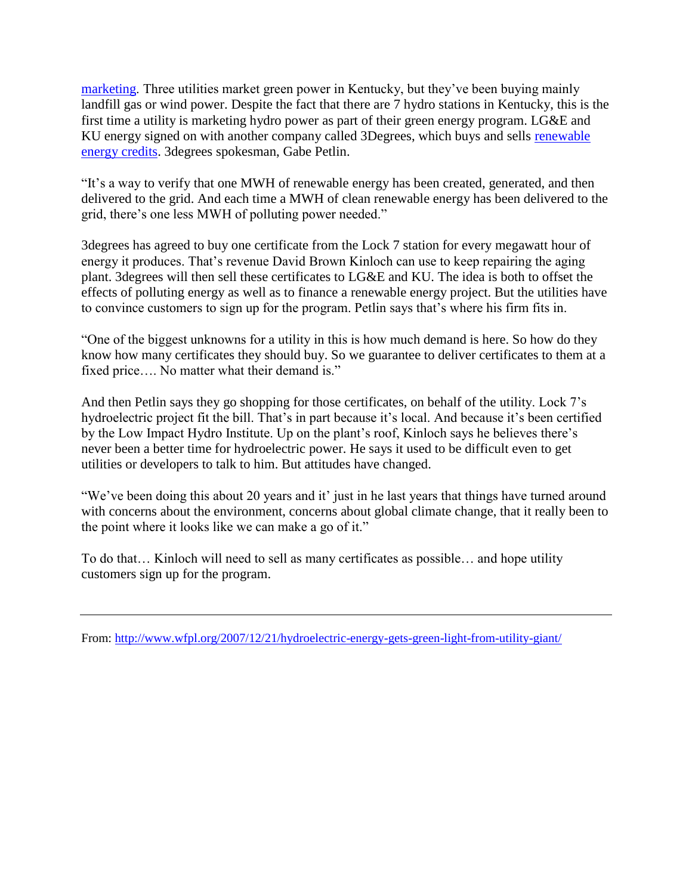marketing. Three utilities market green power in Kentucky, but they've been buying mainly landfill gas or wind power. Despite the fact that there are 7 hydro stations in Kentucky, this is the first time a utility is marketing hydro power as part of their green energy program. LG&E and KU energy signed on with another company called 3Degrees, which buys and sells renewable energy credits. 3degrees spokesman, Gabe Petlin.

"It's a way to verify that one MWH of renewable energy has been created, generated, and then delivered to the grid. And each time a MWH of clean renewable energy has been delivered to the grid, there's one less MWH of polluting power needed."

3degrees has agreed to buy one certificate from the Lock 7 station for every megawatt hour of energy it produces. That's revenue David Brown Kinloch can use to keep repairing the aging plant. 3degrees will then sell these certificates to LG&E and KU. The idea is both to offset the effects of polluting energy as well as to finance a renewable energy project. But the utilities have to convince customers to sign up for the program. Petlin says that's where his firm fits in.

"One of the biggest unknowns for a utility in this is how much demand is here. So how do they know how many certificates they should buy. So we guarantee to deliver certificates to them at a fixed price…. No matter what their demand is."

And then Petlin says they go shopping for those certificates, on behalf of the utility. Lock 7's hydroelectric project fit the bill. That's in part because it's local. And because it's been certified by the Low Impact Hydro Institute. Up on the plant's roof, Kinloch says he believes there's never been a better time for hydroelectric power. He says it used to be difficult even to get utilities or developers to talk to him. But attitudes have changed.

"We've been doing this about 20 years and it' just in he last years that things have turned around with concerns about the environment, concerns about global climate change, that it really been to the point where it looks like we can make a go of it."

To do that… Kinloch will need to sell as many certificates as possible… and hope utility customers sign up for the program.

---

From: http://www.wfpl.org/2007/12/21/hydroelectric-energy-gets-green-light-from-utility-giant/